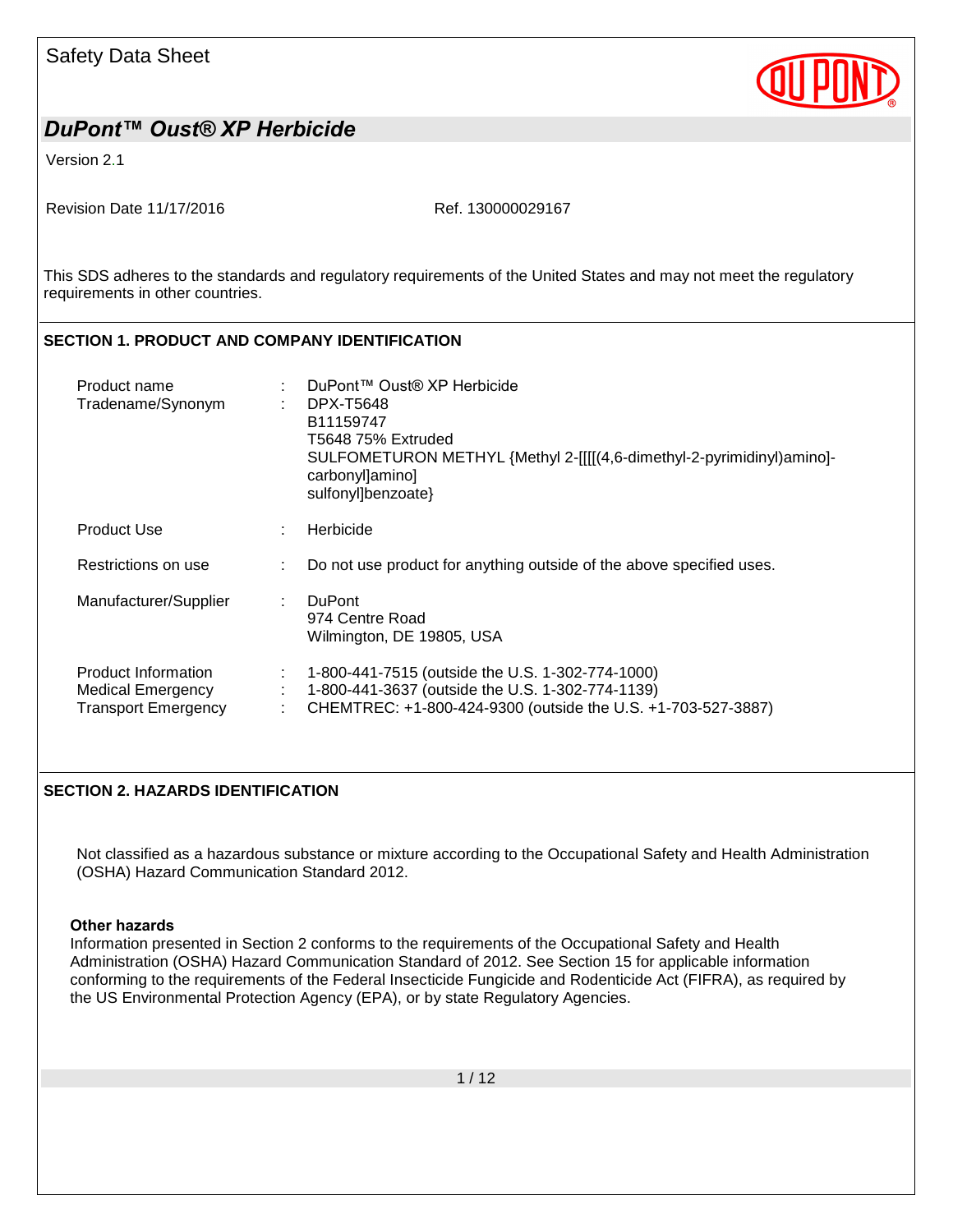Safety Data Sheet

## *DuPont™ Oust® XP Herbicide*

Version 2.1

Revision Date 11/17/2016 Ref. 130000029167

This SDS adheres to the standards and regulatory requirements of the United States and may not meet the regulatory requirements in other countries.

### SECTION 1. PRODUCT AND COMPANY IDENTIFICATION

| | | |
|---|---|---|
| Product name | : | DuPont™ Oust® XP Herbicide |
| Tradename/Synonym | : | DPX-T5648<br>B11159747<br>T5648 75% Extruded<br>SULFOMETURON METHYL {Methyl 2-[[[[(4,6-dimethyl-2-pyrimidinyl)amino]-carbonyl]amino]<br>sulfonyl]benzoate} |
| Product Use | : | Herbicide |
| Restrictions on use | : | Do not use product for anything outside of the above specified uses. |
| Manufacturer/Supplier | : | DuPont<br>974 Centre Road<br>Wilmington, DE 19805, USA |
| Product Information | : | 1-800-441-7515 (outside the U.S. 1-302-774-1000) |
| Medical Emergency | : | 1-800-441-3637 (outside the U.S. 1-302-774-1139) |
| Transport Emergency | : | CHEMTREC: +1-800-424-9300 (outside the U.S. +1-703-527-3887) |

### SECTION 2. HAZARDS IDENTIFICATION

Not classified as a hazardous substance or mixture according to the Occupational Safety and Health Administration (OSHA) Hazard Communication Standard 2012.

**Other hazards**

Information presented in Section 2 conforms to the requirements of the Occupational Safety and Health Administration (OSHA) Hazard Communication Standard of 2012. See Section 15 for applicable information conforming to the requirements of the Federal Insecticide Fungicide and Rodenticide Act (FIFRA), as required by the US Environmental Protection Agency (EPA), or by state Regulatory Agencies.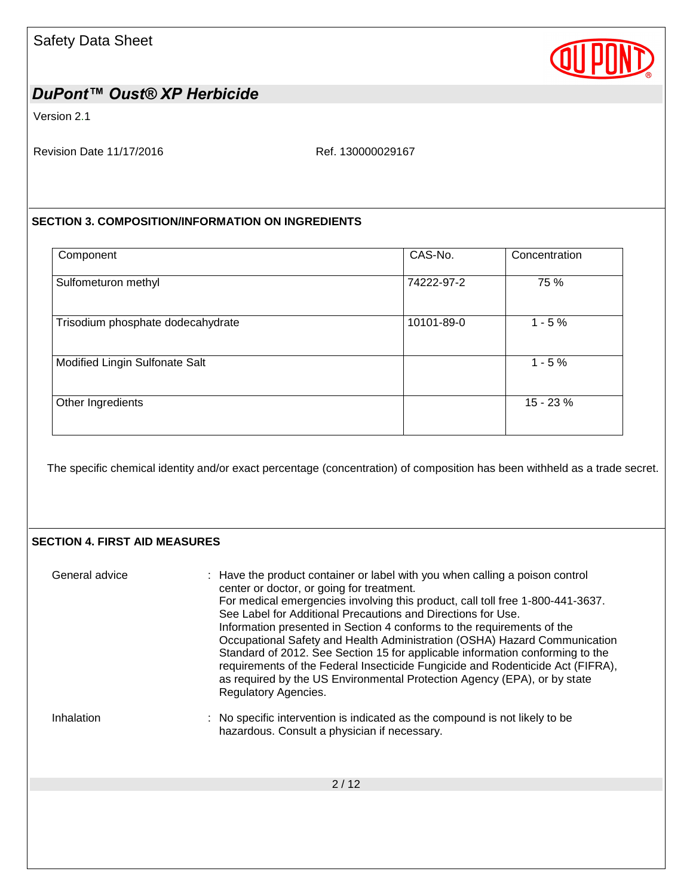## SECTION 3. COMPOSITION/INFORMATION ON INGREDIENTS

| Component | CAS-No. | Concentration |
|---|---|---|
| Sulfometuron methyl | 74222-97-2 | 75 % |
| Trisodium phosphate dodecahydrate | 10101-89-0 | 1 - 5 % |
| Modified Lingin Sulfonate Salt | | 1 - 5 % |
| Other Ingredients | | 15 - 23 % |

The specific chemical identity and/or exact percentage (concentration) of composition has been withheld as a trade secret.

## SECTION 4. FIRST AID MEASURES

General advice : Have the product container or label with you when calling a poison control center or doctor, or going for treatment.
For medical emergencies involving this product, call toll free 1-800-441-3637.
See Label for Additional Precautions and Directions for Use.
Information presented in Section 4 conforms to the requirements of the Occupational Safety and Health Administration (OSHA) Hazard Communication Standard of 2012. See Section 15 for applicable information conforming to the requirements of the Federal Insecticide Fungicide and Rodenticide Act (FIFRA), as required by the US Environmental Protection Agency (EPA), or by state Regulatory Agencies.

Inhalation : No specific intervention is indicated as the compound is not likely to be hazardous. Consult a physician if necessary.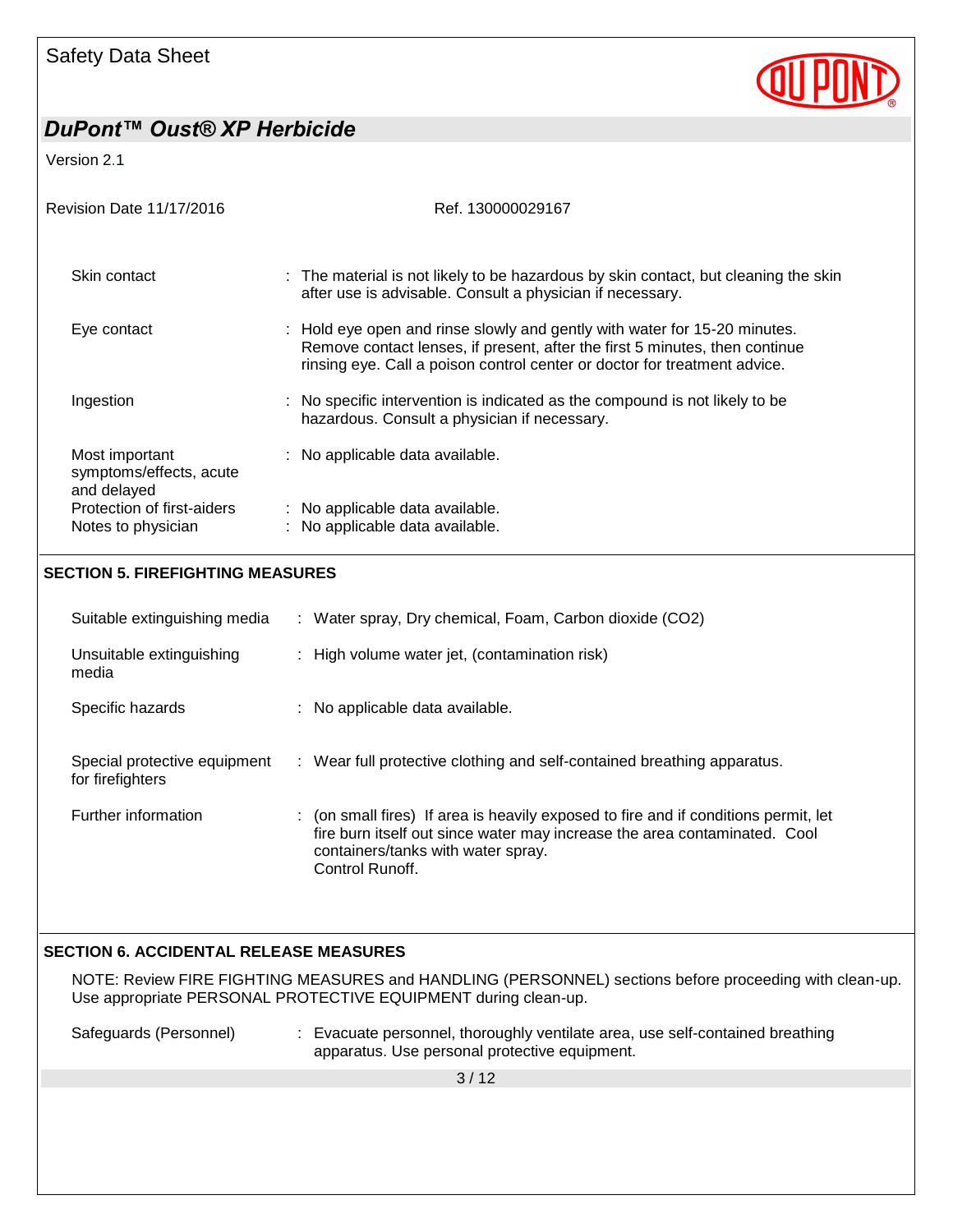| | | |
|---|---|---|
| Skin contact | : | The material is not likely to be hazardous by skin contact, but cleaning the skin after use is advisable. Consult a physician if necessary. |
| Eye contact | : | Hold eye open and rinse slowly and gently with water for 15-20 minutes. Remove contact lenses, if present, after the first 5 minutes, then continue rinsing eye. Call a poison control center or doctor for treatment advice. |
| Ingestion | : | No specific intervention is indicated as the compound is not likely to be hazardous. Consult a physician if necessary. |
| Most important symptoms/effects, acute and delayed | : | No applicable data available. |
| Protection of first-aiders | : | No applicable data available. |
| Notes to physician | : | No applicable data available. |

## SECTION 5. FIREFIGHTING MEASURES

| | | |
|---|---|---|
| Suitable extinguishing media | : | Water spray, Dry chemical, Foam, Carbon dioxide ($CO_2$) |
| Unsuitable extinguishing media | : | High volume water jet, (contamination risk) |
| Specific hazards | : | No applicable data available. |
| Special protective equipment for firefighters | : | Wear full protective clothing and self-contained breathing apparatus. |
| Further information | : | (on small fires) If area is heavily exposed to fire and if conditions permit, let fire burn itself out since water may increase the area contaminated. Cool containers/tanks with water spray. Control Runoff. |

## SECTION 6. ACCIDENTAL RELEASE MEASURES

NOTE: Review FIRE FIGHTING MEASURES and HANDLING (PERSONNEL) sections before proceeding with clean-up. Use appropriate PERSONAL PROTECTIVE EQUIPMENT during clean-up.

| | | |
|---|---|---|
| Safeguards (Personnel) | : | Evacuate personnel, thoroughly ventilate area, use self-contained breathing apparatus. Use personal protective equipment. |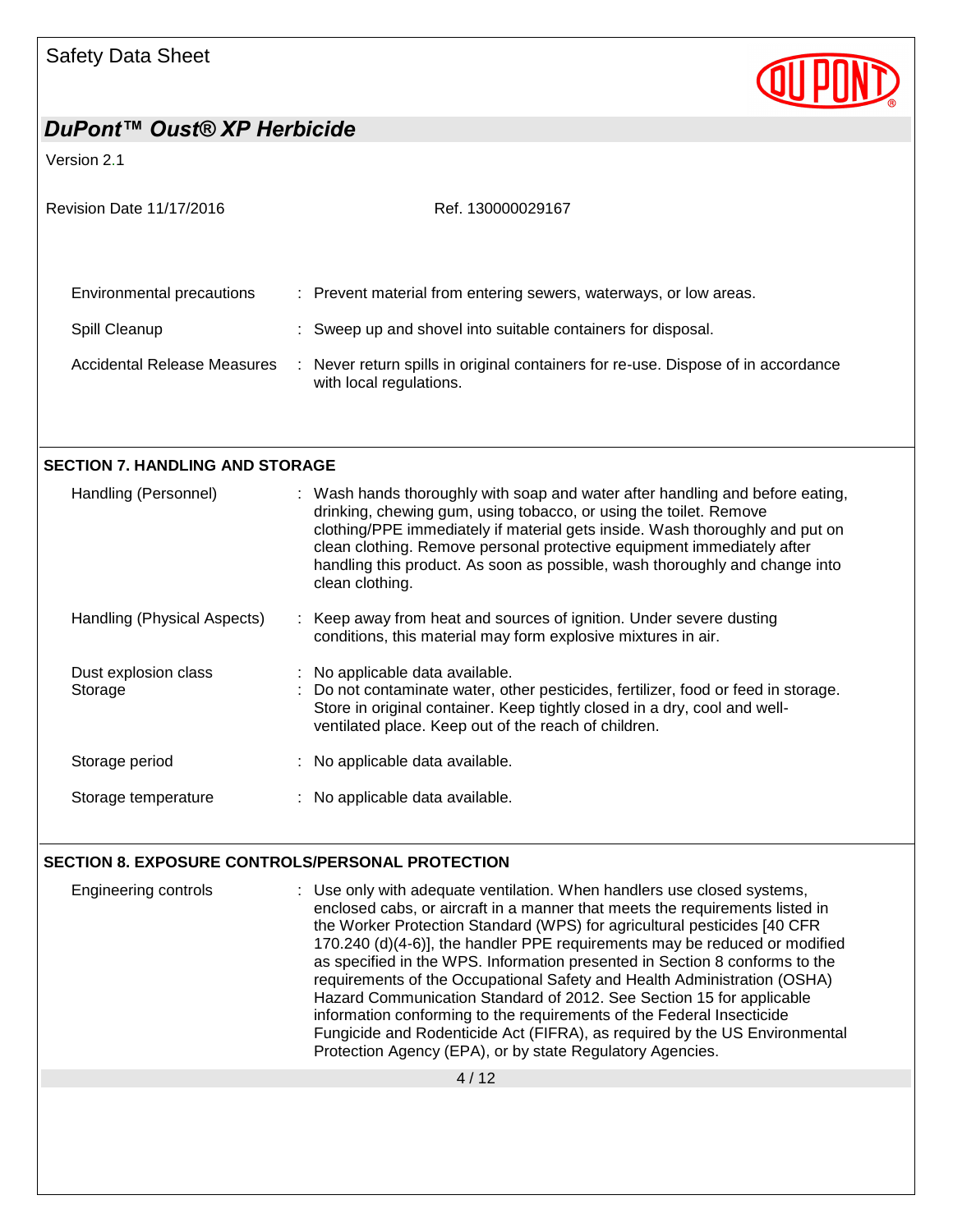| | | |
|---|---|---|
| Environmental precautions | : | Prevent material from entering sewers, waterways, or low areas. |
| Spill Cleanup | : | Sweep up and shovel into suitable containers for disposal. |
| Accidental Release Measures | : | Never return spills in original containers for re-use. Dispose of in accordance with local regulations. |

## SECTION 7. HANDLING AND STORAGE

| | | |
|---|---|---|
| Handling (Personnel) | : | Wash hands thoroughly with soap and water after handling and before eating, drinking, chewing gum, using tobacco, or using the toilet. Remove clothing/PPE immediately if material gets inside. Wash thoroughly and put on clean clothing. Remove personal protective equipment immediately after handling this product. As soon as possible, wash thoroughly and change into clean clothing. |
| Handling (Physical Aspects) | : | Keep away from heat and sources of ignition. Under severe dusting conditions, this material may form explosive mixtures in air. |
| Dust explosion class | : | No applicable data available. |
| Storage | : | Do not contaminate water, other pesticides, fertilizer, food or feed in storage. Store in original container. Keep tightly closed in a dry, cool and well-ventilated place. Keep out of the reach of children. |
| Storage period | : | No applicable data available. |
| Storage temperature | : | No applicable data available. |

## SECTION 8. EXPOSURE CONTROLS/PERSONAL PROTECTION

| | | |
|---|---|---|
| Engineering controls | : | Use only with adequate ventilation. When handlers use closed systems, enclosed cabs, or aircraft in a manner that meets the requirements listed in the Worker Protection Standard (WPS) for agricultural pesticides [40 CFR 170.240 (d)(4-6)], the handler PPE requirements may be reduced or modified as specified in the WPS. Information presented in Section 8 conforms to the requirements of the Occupational Safety and Health Administration (OSHA) Hazard Communication Standard of 2012. See Section 15 for applicable information conforming to the requirements of the Federal Insecticide Fungicide and Rodenticide Act (FIFRA), as required by the US Environmental Protection Agency (EPA), or by state Regulatory Agencies. |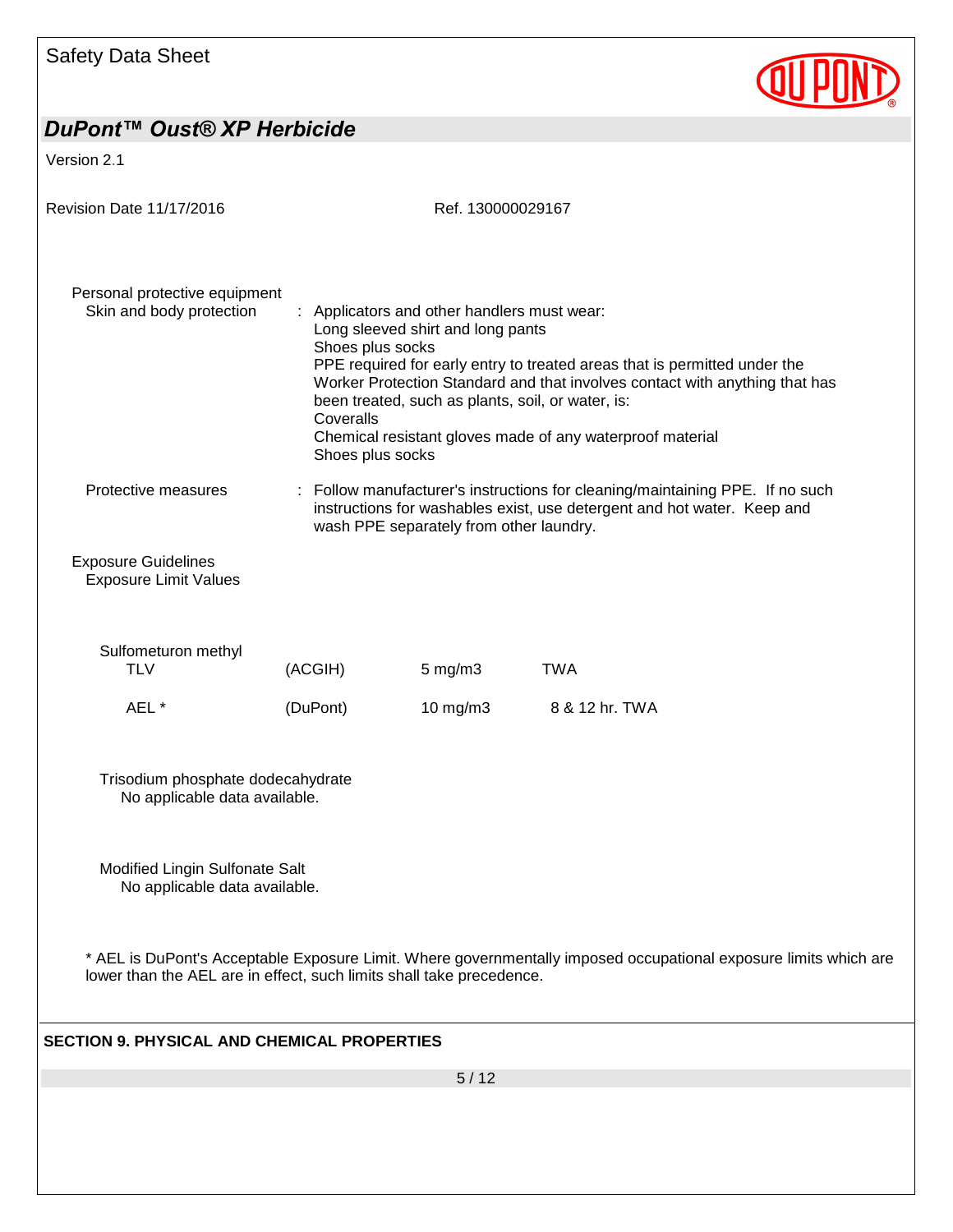**Personal protective equipment**

Skin and body protection : Applicators and other handlers must wear:
Long sleeved shirt and long pants
Shoes plus socks
PPE required for early entry to treated areas that is permitted under the Worker Protection Standard and that involves contact with anything that has been treated, such as plants, soil, or water, is:
Coveralls
Chemical resistant gloves made of any waterproof material
Shoes plus socks

Protective measures : Follow manufacturer's instructions for cleaning/maintaining PPE. If no such instructions for washables exist, use detergent and hot water. Keep and wash PPE separately from other laundry.

**Exposure Guidelines**

Exposure Limit Values

Sulfometuron methyl

| | | | |
|---|---|---|---|
| TLV | (ACGIH) | 5 mg/m3 | TWA |
| AEL * | (DuPont) | 10 mg/m3 | 8 & 12 hr. TWA |

Trisodium phosphate dodecahydrate
No applicable data available.

Modified Lingin Sulfonate Salt
No applicable data available.

* AEL is DuPont's Acceptable Exposure Limit. Where governmentally imposed occupational exposure limits which are lower than the AEL are in effect, such limits shall take precedence.

## SECTION 9. PHYSICAL AND CHEMICAL PROPERTIES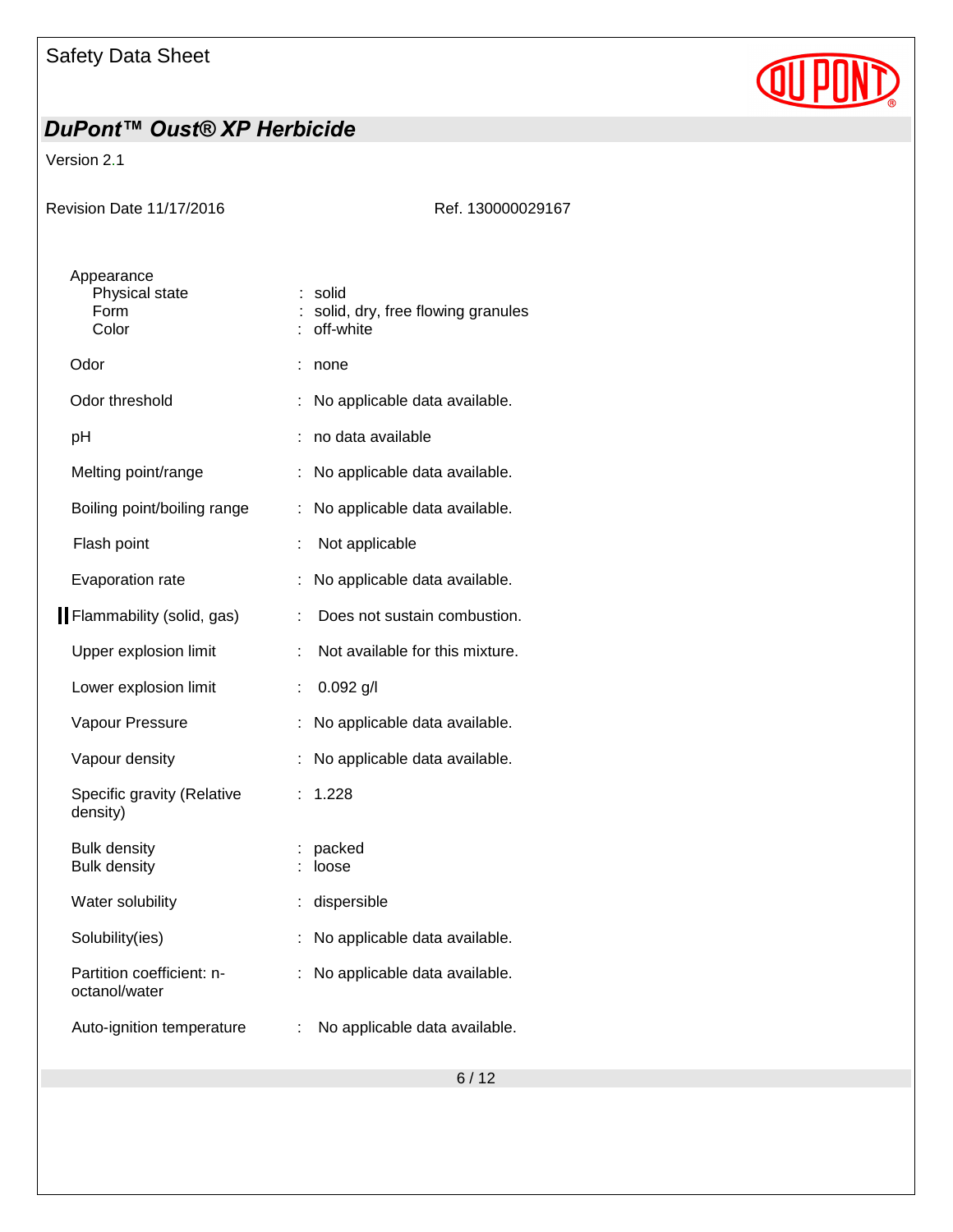| Property | | Value |
|---|---|---|
| Appearance | | |
| Physical state | : | solid |
| Form | : | solid, dry, free flowing granules |
| Color | : | off-white |
| Odor | : | none |
| Odor threshold | : | No applicable data available. |
| pH | : | no data available |
| Melting point/range | : | No applicable data available. |
| Boiling point/boiling range | : | No applicable data available. |
| Flash point | : | Not applicable |
| Evaporation rate | : | No applicable data available. |
| Flammability (solid, gas) | : | Does not sustain combustion. |
| Upper explosion limit | : | Not available for this mixture. |
| Lower explosion limit | : | 0.092 g/l |
| Vapour Pressure | : | No applicable data available. |
| Vapour density | : | No applicable data available. |
| Specific gravity (Relative density) | : | 1.228 |
| Bulk density | : | packed |
| Bulk density | : | loose |
| Water solubility | : | dispersible |
| Solubility(ies) | : | No applicable data available. |
| Partition coefficient: n-octanol/water | : | No applicable data available. |
| Auto-ignition temperature | : | No applicable data available. |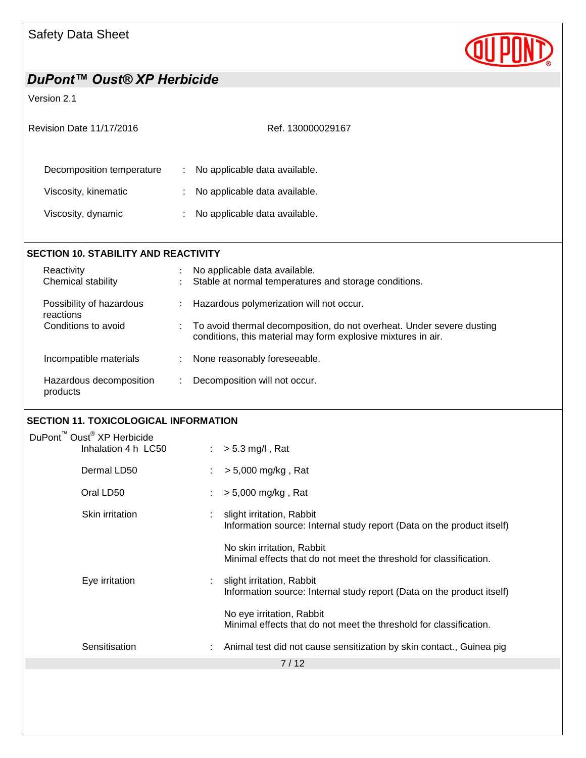Decomposition temperature : No applicable data available.

Viscosity, kinematic : No applicable data available.

Viscosity, dynamic : No applicable data available.

## SECTION 10. STABILITY AND REACTIVITY

| | | |
|---|---|---|
| Reactivity | : | No applicable data available. |
| Chemical stability | : | Stable at normal temperatures and storage conditions. |
| Possibility of hazardous reactions | : | Hazardous polymerization will not occur. |
| Conditions to avoid | : | To avoid thermal decomposition, do not overheat. Under severe dusting conditions, this material may form explosive mixtures in air. |
| Incompatible materials | : | None reasonably foreseeable. |
| Hazardous decomposition products | : | Decomposition will not occur. |

## SECTION 11. TOXICOLOGICAL INFORMATION

DuPont™ Oust® XP Herbicide

| | | |
|---|---|---|
| Inhalation 4 h LC50 | : | > 5.3 mg/l , Rat |
| Dermal LD50 | : | > 5,000 mg/kg , Rat |
| Oral LD50 | : | > 5,000 mg/kg , Rat |
| Skin irritation | : | slight irritation, Rabbit<br>Information source: Internal study report (Data on the product itself)<br><br>No skin irritation, Rabbit<br>Minimal effects that do not meet the threshold for classification. |
| Eye irritation | : | slight irritation, Rabbit<br>Information source: Internal study report (Data on the product itself)<br><br>No eye irritation, Rabbit<br>Minimal effects that do not meet the threshold for classification. |
| Sensitisation | : | Animal test did not cause sensitization by skin contact., Guinea pig |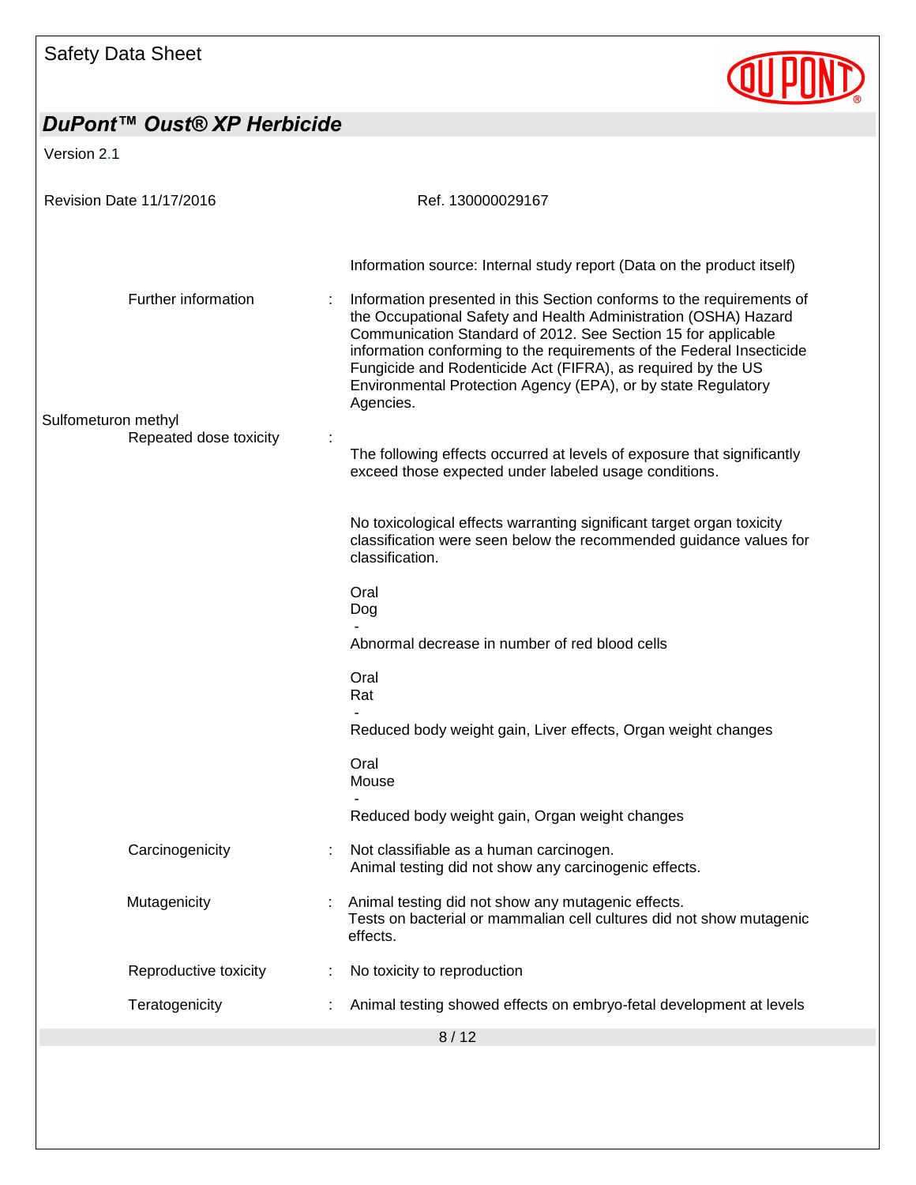Information source: Internal study report (Data on the product itself)

Further information : Information presented in this Section conforms to the requirements of the Occupational Safety and Health Administration (OSHA) Hazard Communication Standard of 2012. See Section 15 for applicable information conforming to the requirements of the Federal Insecticide Fungicide and Rodenticide Act (FIFRA), as required by the US Environmental Protection Agency (EPA), or by state Regulatory Agencies.

Sulfometuron methyl

Repeated dose toxicity :

The following effects occurred at levels of exposure that significantly exceed those expected under labeled usage conditions.

No toxicological effects warranting significant target organ toxicity classification were seen below the recommended guidance values for classification.

Oral
Dog
-
Abnormal decrease in number of red blood cells

Oral
Rat
-
Reduced body weight gain, Liver effects, Organ weight changes

Oral
Mouse
-
Reduced body weight gain, Organ weight changes

Carcinogenicity : Not classifiable as a human carcinogen.
Animal testing did not show any carcinogenic effects.

Mutagenicity : Animal testing did not show any mutagenic effects.
Tests on bacterial or mammalian cell cultures did not show mutagenic effects.

Reproductive toxicity : No toxicity to reproduction

Teratogenicity : Animal testing showed effects on embryo-fetal development at levels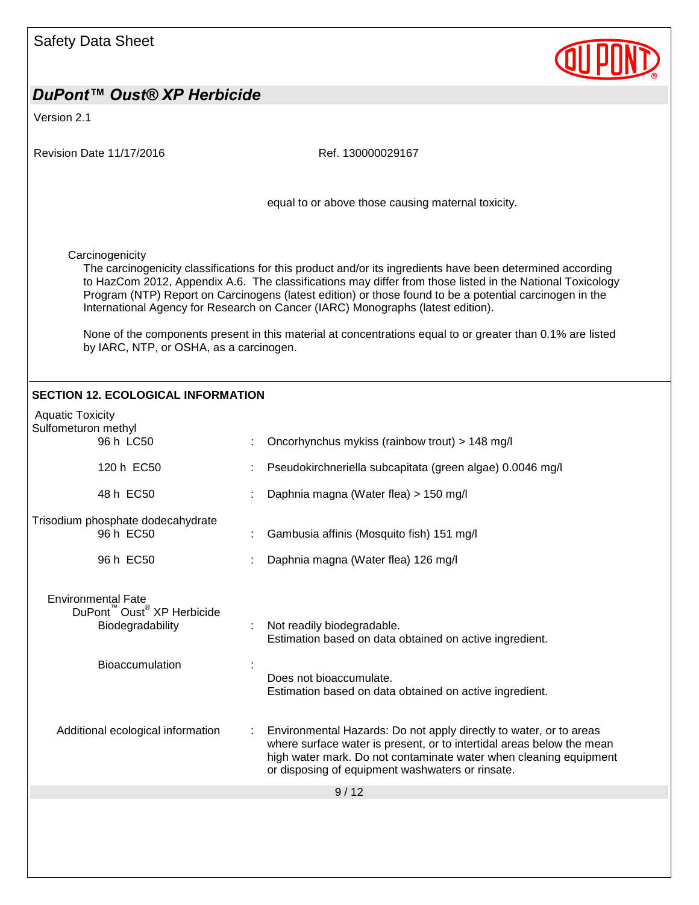equal to or above those causing maternal toxicity.

Carcinogenicity

The carcinogenicity classifications for this product and/or its ingredients have been determined according to HazCom 2012, Appendix A.6. The classifications may differ from those listed in the National Toxicology Program (NTP) Report on Carcinogens (latest edition) or those found to be a potential carcinogen in the International Agency for Research on Cancer (IARC) Monographs (latest edition).

None of the components present in this material at concentrations equal to or greater than 0.1% are listed by IARC, NTP, or OSHA, as a carcinogen.

## SECTION 12. ECOLOGICAL INFORMATION

Aquatic Toxicity

Sulfometuron methyl

| | |
|---|---|
| 96 h LC50 | : Oncorhynchus mykiss (rainbow trout) > 148 mg/l |
| 120 h EC50 | : Pseudokirchneriella subcapitata (green algae) 0.0046 mg/l |
| 48 h EC50 | : Daphnia magna (Water flea) > 150 mg/l |

Trisodium phosphate dodecahydrate

| | |
|---|---|
| 96 h EC50 | : Gambusia affinis (Mosquito fish) 151 mg/l |
| 96 h EC50 | : Daphnia magna (Water flea) 126 mg/l |

Environmental Fate

DuPont™ Oust® XP Herbicide

| | |
|---|---|
| Biodegradability | : Not readily biodegradable.<br>Estimation based on data obtained on active ingredient. |
| Bioaccumulation | : Does not bioaccumulate.<br>Estimation based on data obtained on active ingredient. |

| | |
|---|---|
| Additional ecological information | : Environmental Hazards: Do not apply directly to water, or to areas where surface water is present, or to intertidal areas below the mean high water mark. Do not contaminate water when cleaning equipment or disposing of equipment washwaters or rinsate. |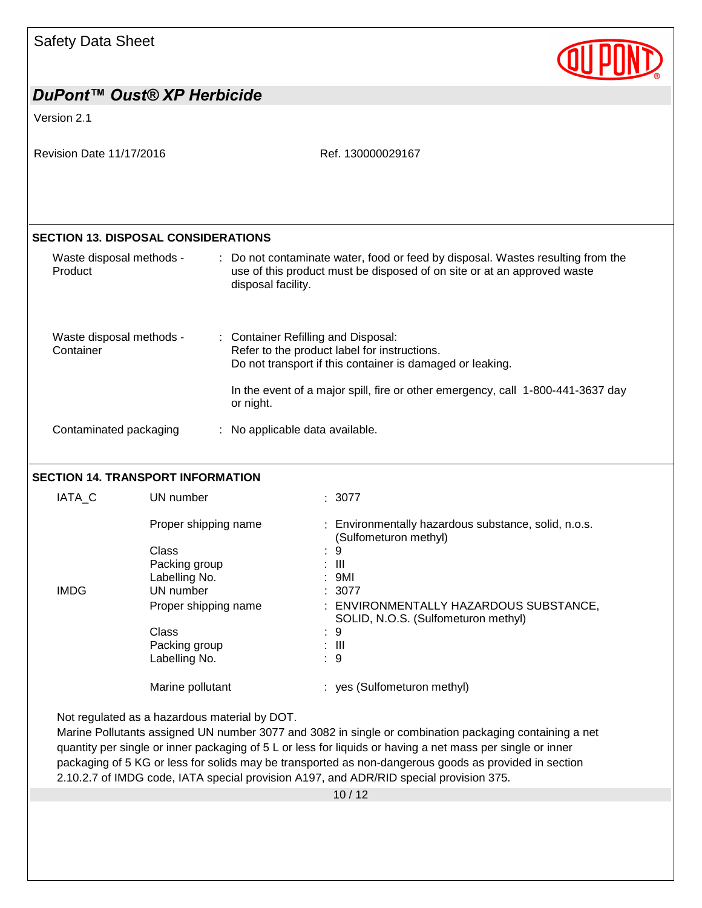## SECTION 13. DISPOSAL CONSIDERATIONS

| | |
|---|---|
| Waste disposal methods - Product | : Do not contaminate water, food or feed by disposal. Wastes resulting from the use of this product must be disposed of on site or at an approved waste disposal facility. |
| Waste disposal methods - Container | : Container Refilling and Disposal:<br>Refer to the product label for instructions.<br>Do not transport if this container is damaged or leaking.<br><br>In the event of a major spill, fire or other emergency, call 1-800-441-3637 day or night. |
| Contaminated packaging | : No applicable data available. |

## SECTION 14. TRANSPORT INFORMATION

| | | |
|---|---|---|
| IATA_C | UN number | : 3077 |
| | Proper shipping name | : Environmentally hazardous substance, solid, n.o.s. (Sulfometuron methyl) |
| | Class | : 9 |
| | Packing group | : III |
| | Labelling No. | : 9MI |
| IMDG | UN number | : 3077 |
| | Proper shipping name | : ENVIRONMENTALLY HAZARDOUS SUBSTANCE, SOLID, N.O.S. (Sulfometuron methyl) |
| | Class | : 9 |
| | Packing group | : III |
| | Labelling No. | : 9 |
| | Marine pollutant | : yes (Sulfometuron methyl) |

Not regulated as a hazardous material by DOT.
Marine Pollutants assigned UN number 3077 and 3082 in single or combination packaging containing a net quantity per single or inner packaging of 5 L or less for liquids or having a net mass per single or inner packaging of 5 KG or less for solids may be transported as non-dangerous goods as provided in section 2.10.2.7 of IMDG code, IATA special provision A197, and ADR/RID special provision 375.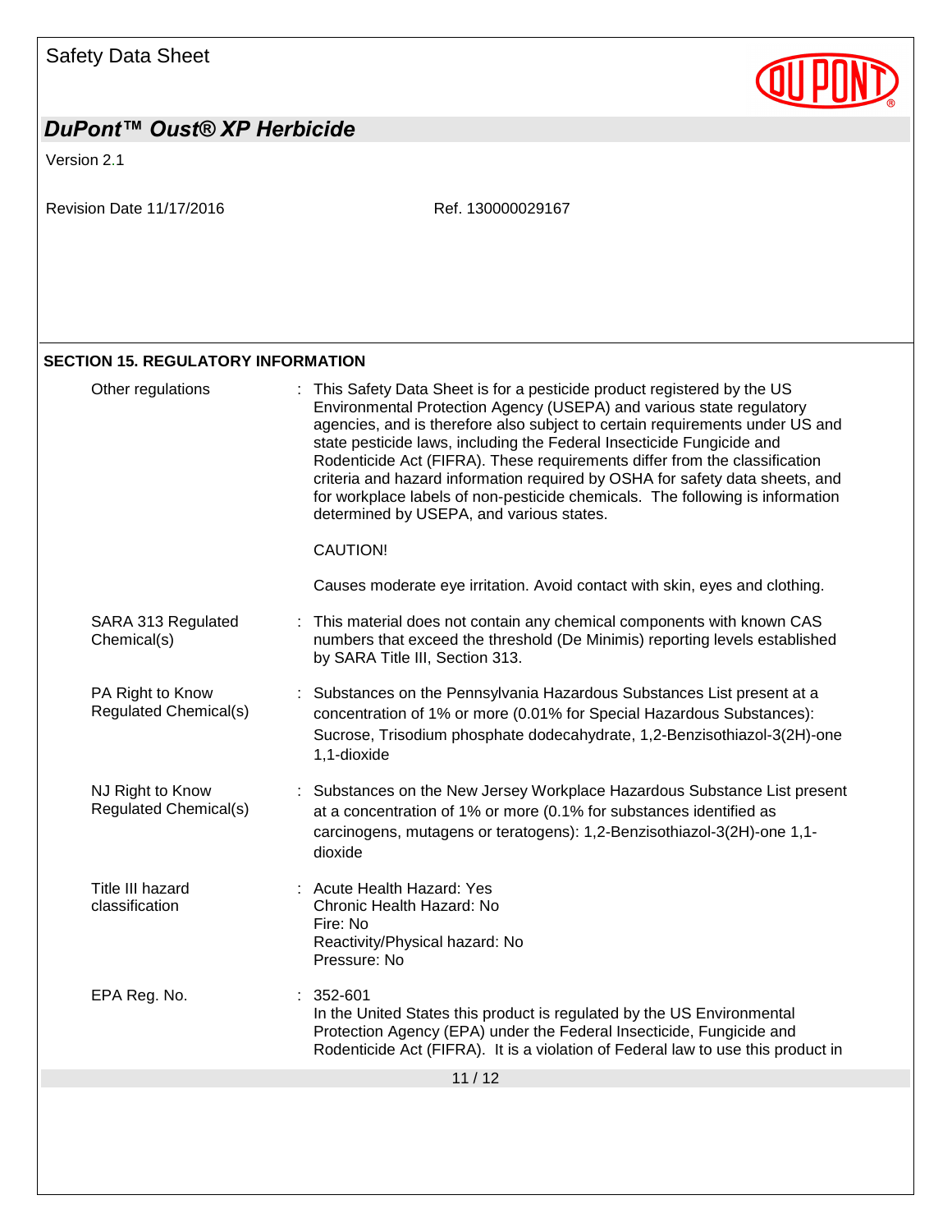## SECTION 15. REGULATORY INFORMATION

| | |
|---|---|
| Other regulations | This Safety Data Sheet is for a pesticide product registered by the US Environmental Protection Agency (USEPA) and various state regulatory agencies, and is therefore also subject to certain requirements under US and state pesticide laws, including the Federal Insecticide Fungicide and Rodenticide Act (FIFRA). These requirements differ from the classification criteria and hazard information required by OSHA for safety data sheets, and for workplace labels of non-pesticide chemicals. The following is information determined by USEPA, and various states.<br><br>CAUTION!<br><br>Causes moderate eye irritation. Avoid contact with skin, eyes and clothing. |
| SARA 313 Regulated Chemical(s) | This material does not contain any chemical components with known CAS numbers that exceed the threshold (De Minimis) reporting levels established by SARA Title III, Section 313. |
| PA Right to Know Regulated Chemical(s) | Substances on the Pennsylvania Hazardous Substances List present at a concentration of 1% or more (0.01% for Special Hazardous Substances): Sucrose, Trisodium phosphate dodecahydrate, 1,2-Benzisothiazol-3(2H)-one 1,1-dioxide |
| NJ Right to Know Regulated Chemical(s) | Substances on the New Jersey Workplace Hazardous Substance List present at a concentration of 1% or more (0.1% for substances identified as carcinogens, mutagens or teratogens): 1,2-Benzisothiazol-3(2H)-one 1,1-dioxide |
| Title III hazard classification | Acute Health Hazard: Yes<br>Chronic Health Hazard: No<br>Fire: No<br>Reactivity/Physical hazard: No<br>Pressure: No |
| EPA Reg. No. | 352-601<br>In the United States this product is regulated by the US Environmental Protection Agency (EPA) under the Federal Insecticide, Fungicide and Rodenticide Act (FIFRA). It is a violation of Federal law to use this product in |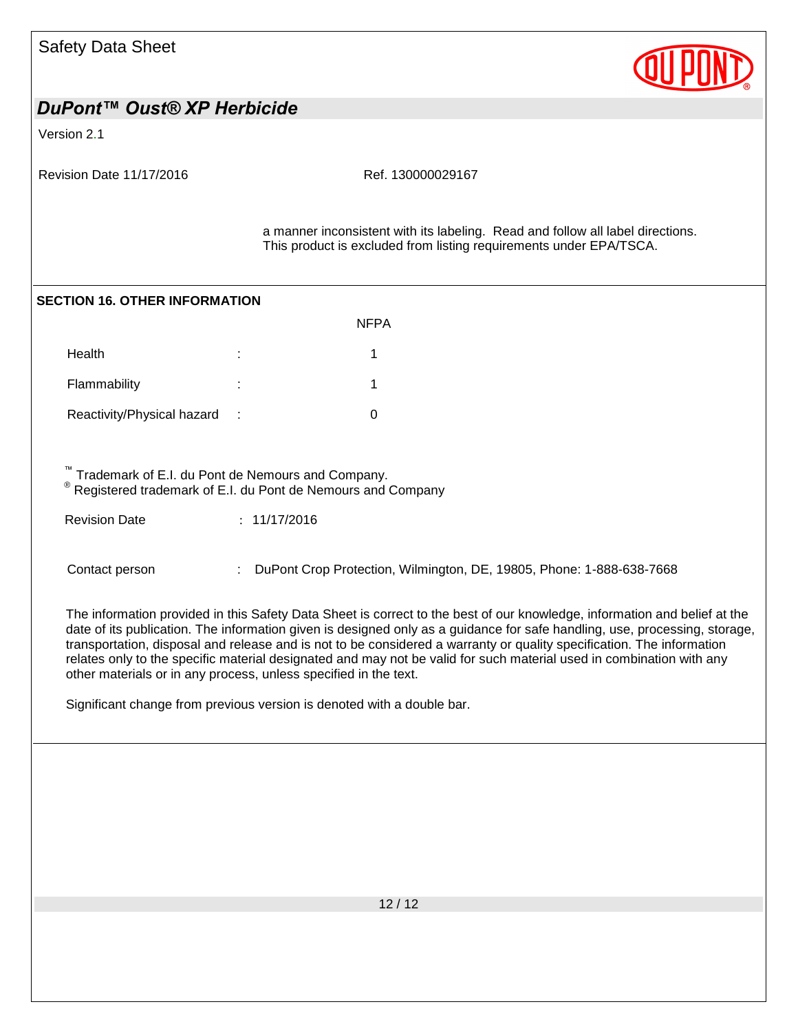a manner inconsistent with its labeling. Read and follow all label directions. This product is excluded from listing requirements under EPA/TSCA.

## SECTION 16. OTHER INFORMATION

| | | NFPA |
|---|---|---|
| Health | : | 1 |
| Flammability | : | 1 |
| Reactivity/Physical hazard | : | 0 |

™ Trademark of E.I. du Pont de Nemours and Company.
® Registered trademark of E.I. du Pont de Nemours and Company

Revision Date : 11/17/2016

Contact person : DuPont Crop Protection, Wilmington, DE, 19805, Phone: 1-888-638-7668

The information provided in this Safety Data Sheet is correct to the best of our knowledge, information and belief at the date of its publication. The information given is designed only as a guidance for safe handling, use, processing, storage, transportation, disposal and release and is not to be considered a warranty or quality specification. The information relates only to the specific material designated and may not be valid for such material used in combination with any other materials or in any process, unless specified in the text.

Significant change from previous version is denoted with a double bar.